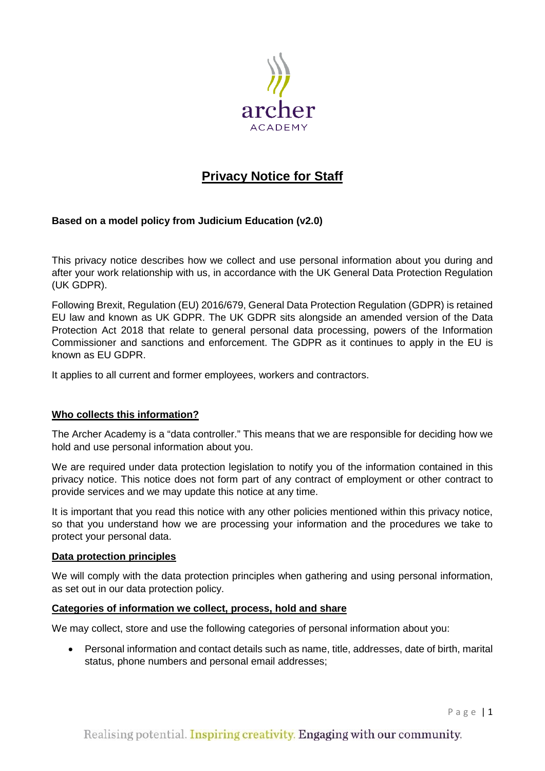# Privacy Notice for Staff

**Based on a model policy from Judicium Education (v2.0)**

This privacy notice describes how we collect and use personal information about you during and after your work relationship with us, in accordance with the UK General Data Protection Regulation (UK GDPR).

Following Brexit, Regulation (EU) 2016/679, General Data Protection Regulation (GDPR) is retained EU law and known as UK GDPR. The UK GDPR sits alongside an amended version of the Data Protection Act 2018 that relate to general personal data processing, powers of the Information Commissioner and sanctions and enforcement. The GDPR as it continues to apply in the EU is known as EU GDPR.

It applies to all current and former employees, workers and contractors.

## Who collects this information?

The Archer Academy is a "data controller." This means that we are responsible for deciding how we hold and use personal information about you.

We are required under data protection legislation to notify you of the information contained in this privacy notice. This notice does not form part of any contract of employment or other contract to provide services and we may update this notice at any time.

It is important that you read this notice with any other policies mentioned within this privacy notice, so that you understand how we are processing your information and the procedures we take to protect your personal data.

## Data protection principles

We will comply with the data protection principles when gathering and using personal information, as set out in our data protection policy.

## Categories of information we collect, process, hold and share

We may collect, store and use the following categories of personal information about you:

- Personal information and contact details such as name, title, addresses, date of birth, marital status, phone numbers and personal email addresses;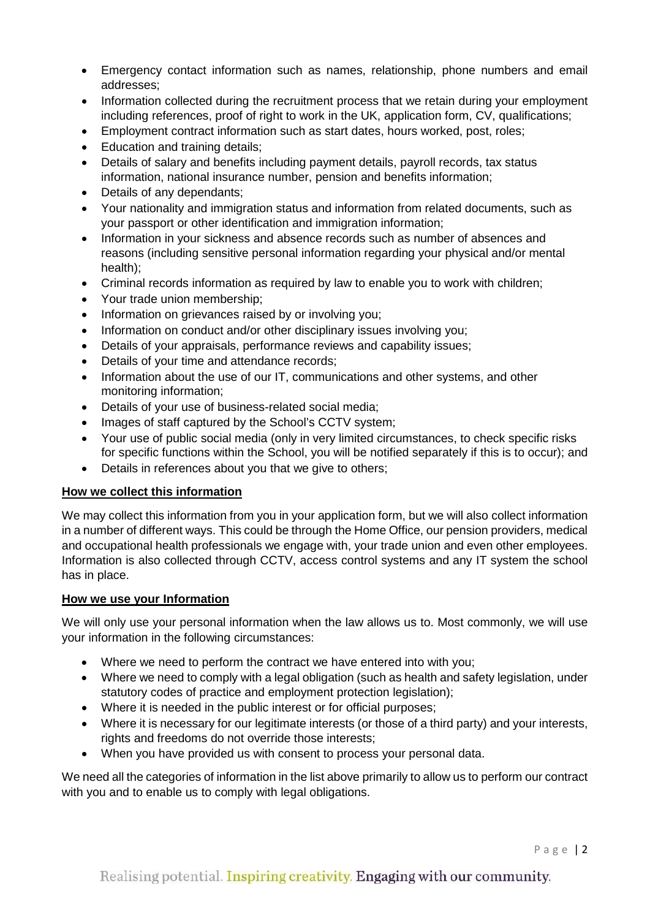- Emergency contact information such as names, relationship, phone numbers and email addresses;
- Information collected during the recruitment process that we retain during your employment including references, proof of right to work in the UK, application form, CV, qualifications;
- Employment contract information such as start dates, hours worked, post, roles;
- Education and training details;
- Details of salary and benefits including payment details, payroll records, tax status information, national insurance number, pension and benefits information;
- Details of any dependants;
- Your nationality and immigration status and information from related documents, such as your passport or other identification and immigration information;
- Information in your sickness and absence records such as number of absences and reasons (including sensitive personal information regarding your physical and/or mental health);
- Criminal records information as required by law to enable you to work with children;
- Your trade union membership;
- Information on grievances raised by or involving you;
- Information on conduct and/or other disciplinary issues involving you;
- Details of your appraisals, performance reviews and capability issues;
- Details of your time and attendance records;
- Information about the use of our IT, communications and other systems, and other monitoring information;
- Details of your use of business-related social media;
- Images of staff captured by the School's CCTV system;
- Your use of public social media (only in very limited circumstances, to check specific risks for specific functions within the School, you will be notified separately if this is to occur); and
- Details in references about you that we give to others;

**How we collect this information**

We may collect this information from you in your application form, but we will also collect information in a number of different ways. This could be through the Home Office, our pension providers, medical and occupational health professionals we engage with, your trade union and even other employees. Information is also collected through CCTV, access control systems and any IT system the school has in place.

**How we use your Information**

We will only use your personal information when the law allows us to. Most commonly, we will use your information in the following circumstances:

- Where we need to perform the contract we have entered into with you;
- Where we need to comply with a legal obligation (such as health and safety legislation, under statutory codes of practice and employment protection legislation);
- Where it is needed in the public interest or for official purposes;
- Where it is necessary for our legitimate interests (or those of a third party) and your interests, rights and freedoms do not override those interests;
- When you have provided us with consent to process your personal data.

We need all the categories of information in the list above primarily to allow us to perform our contract with you and to enable us to comply with legal obligations.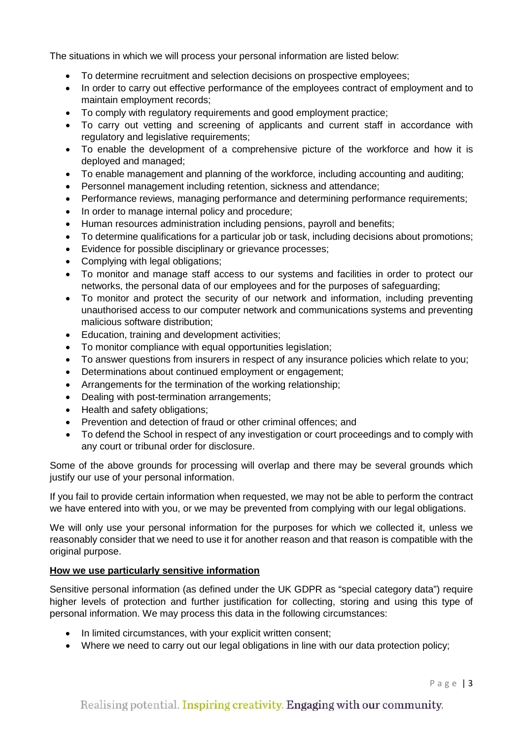The situations in which we will process your personal information are listed below:

- To determine recruitment and selection decisions on prospective employees;
- In order to carry out effective performance of the employees contract of employment and to maintain employment records;
- To comply with regulatory requirements and good employment practice;
- To carry out vetting and screening of applicants and current staff in accordance with regulatory and legislative requirements;
- To enable the development of a comprehensive picture of the workforce and how it is deployed and managed;
- To enable management and planning of the workforce, including accounting and auditing;
- Personnel management including retention, sickness and attendance;
- Performance reviews, managing performance and determining performance requirements;
- In order to manage internal policy and procedure;
- Human resources administration including pensions, payroll and benefits;
- To determine qualifications for a particular job or task, including decisions about promotions;
- Evidence for possible disciplinary or grievance processes;
- Complying with legal obligations;
- To monitor and manage staff access to our systems and facilities in order to protect our networks, the personal data of our employees and for the purposes of safeguarding;
- To monitor and protect the security of our network and information, including preventing unauthorised access to our computer network and communications systems and preventing malicious software distribution;
- Education, training and development activities;
- To monitor compliance with equal opportunities legislation;
- To answer questions from insurers in respect of any insurance policies which relate to you;
- Determinations about continued employment or engagement;
- Arrangements for the termination of the working relationship;
- Dealing with post-termination arrangements;
- Health and safety obligations;
- Prevention and detection of fraud or other criminal offences; and
- To defend the School in respect of any investigation or court proceedings and to comply with any court or tribunal order for disclosure.

Some of the above grounds for processing will overlap and there may be several grounds which justify our use of your personal information.

If you fail to provide certain information when requested, we may not be able to perform the contract we have entered into with you, or we may be prevented from complying with our legal obligations.

We will only use your personal information for the purposes for which we collected it, unless we reasonably consider that we need to use it for another reason and that reason is compatible with the original purpose.

**How we use particularly sensitive information**

Sensitive personal information (as defined under the UK GDPR as "special category data") require higher levels of protection and further justification for collecting, storing and using this type of personal information. We may process this data in the following circumstances:

- In limited circumstances, with your explicit written consent;
- Where we need to carry out our legal obligations in line with our data protection policy;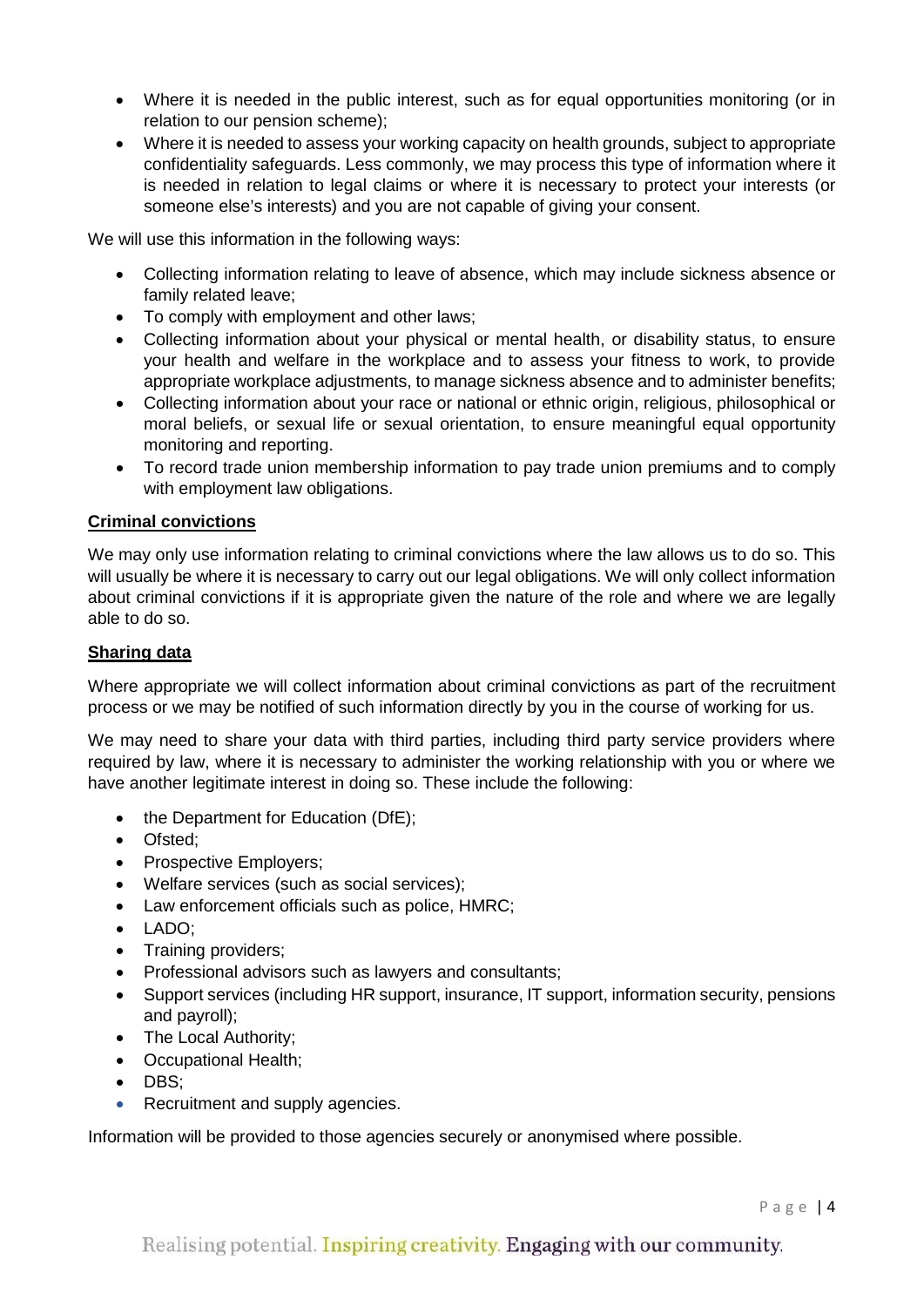- Where it is needed in the public interest, such as for equal opportunities monitoring (or in relation to our pension scheme);
- Where it is needed to assess your working capacity on health grounds, subject to appropriate confidentiality safeguards. Less commonly, we may process this type of information where it is needed in relation to legal claims or where it is necessary to protect your interests (or someone else's interests) and you are not capable of giving your consent.

We will use this information in the following ways:

- Collecting information relating to leave of absence, which may include sickness absence or family related leave;
- To comply with employment and other laws;
- Collecting information about your physical or mental health, or disability status, to ensure your health and welfare in the workplace and to assess your fitness to work, to provide appropriate workplace adjustments, to manage sickness absence and to administer benefits;
- Collecting information about your race or national or ethnic origin, religious, philosophical or moral beliefs, or sexual life or sexual orientation, to ensure meaningful equal opportunity monitoring and reporting.
- To record trade union membership information to pay trade union premiums and to comply with employment law obligations.

**Criminal convictions**

We may only use information relating to criminal convictions where the law allows us to do so. This will usually be where it is necessary to carry out our legal obligations. We will only collect information about criminal convictions if it is appropriate given the nature of the role and where we are legally able to do so.

**Sharing data**

Where appropriate we will collect information about criminal convictions as part of the recruitment process or we may be notified of such information directly by you in the course of working for us.

We may need to share your data with third parties, including third party service providers where required by law, where it is necessary to administer the working relationship with you or where we have another legitimate interest in doing so. These include the following:

- the Department for Education (DfE);
- Ofsted;
- Prospective Employers;
- Welfare services (such as social services);
- Law enforcement officials such as police, HMRC;
- LADO;
- Training providers;
- Professional advisors such as lawyers and consultants;
- Support services (including HR support, insurance, IT support, information security, pensions and payroll);
- The Local Authority;
- Occupational Health;
- DBS;
- Recruitment and supply agencies.

Information will be provided to those agencies securely or anonymised where possible.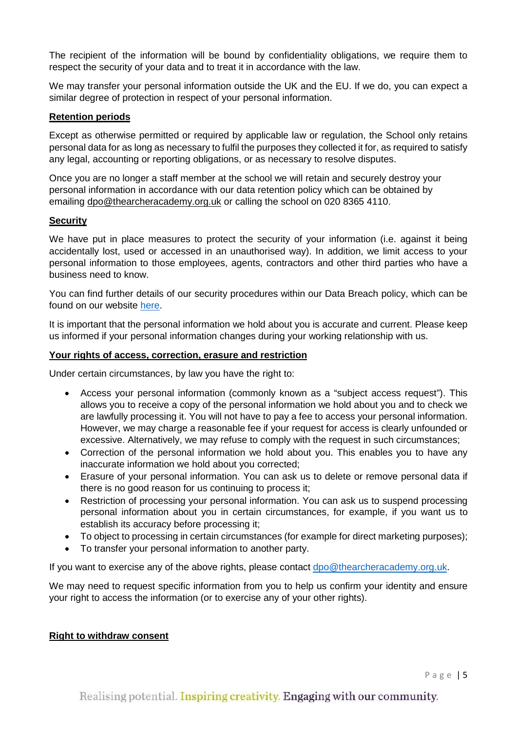The recipient of the information will be bound by confidentiality obligations, we require them to respect the security of your data and to treat it in accordance with the law.

We may transfer your personal information outside the UK and the EU. If we do, you can expect a similar degree of protection in respect of your personal information.

**Retention periods**

Except as otherwise permitted or required by applicable law or regulation, the School only retains personal data for as long as necessary to fulfil the purposes they collected it for, as required to satisfy any legal, accounting or reporting obligations, or as necessary to resolve disputes.

Once you are no longer a staff member at the school we will retain and securely destroy your personal information in accordance with our data retention policy which can be obtained by emailing dpo@thearcheracademy.org.uk or calling the school on 020 8365 4110.

**Security**

We have put in place measures to protect the security of your information (i.e. against it being accidentally lost, used or accessed in an unauthorised way). In addition, we limit access to your personal information to those employees, agents, contractors and other third parties who have a business need to know.

You can find further details of our security procedures within our Data Breach policy, which can be found on our website here.

It is important that the personal information we hold about you is accurate and current. Please keep us informed if your personal information changes during your working relationship with us.

**Your rights of access, correction, erasure and restriction**

Under certain circumstances, by law you have the right to:

- Access your personal information (commonly known as a "subject access request"). This allows you to receive a copy of the personal information we hold about you and to check we are lawfully processing it. You will not have to pay a fee to access your personal information. However, we may charge a reasonable fee if your request for access is clearly unfounded or excessive. Alternatively, we may refuse to comply with the request in such circumstances;
- Correction of the personal information we hold about you. This enables you to have any inaccurate information we hold about you corrected;
- Erasure of your personal information. You can ask us to delete or remove personal data if there is no good reason for us continuing to process it;
- Restriction of processing your personal information. You can ask us to suspend processing personal information about you in certain circumstances, for example, if you want us to establish its accuracy before processing it;
- To object to processing in certain circumstances (for example for direct marketing purposes);
- To transfer your personal information to another party.

If you want to exercise any of the above rights, please contact dpo@thearcheracademy.org.uk.

We may need to request specific information from you to help us confirm your identity and ensure your right to access the information (or to exercise any of your other rights).

**Right to withdraw consent**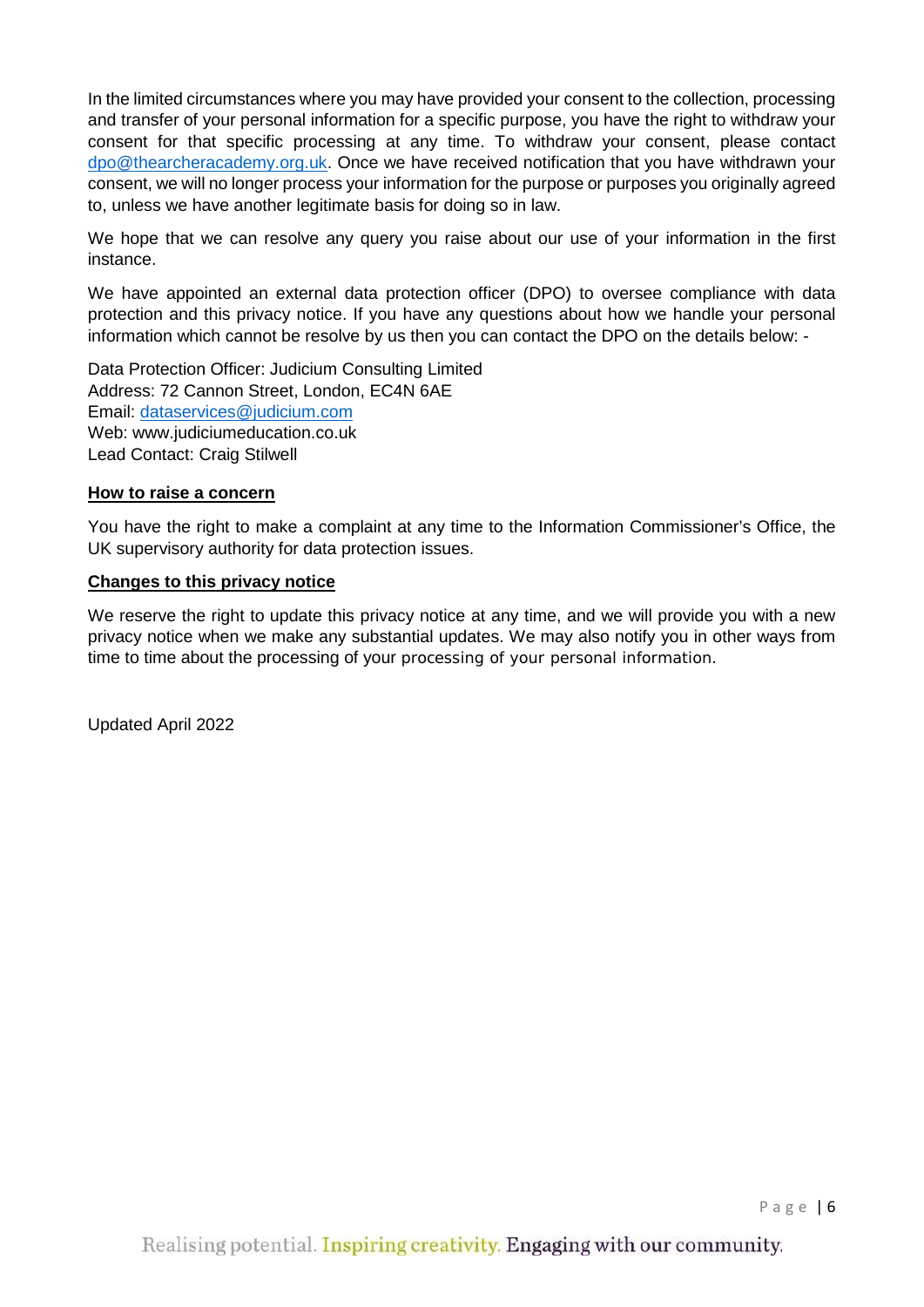In the limited circumstances where you may have provided your consent to the collection, processing and transfer of your personal information for a specific purpose, you have the right to withdraw your consent for that specific processing at any time. To withdraw your consent, please contact dpo@thearcheracademy.org.uk. Once we have received notification that you have withdrawn your consent, we will no longer process your information for the purpose or purposes you originally agreed to, unless we have another legitimate basis for doing so in law.

We hope that we can resolve any query you raise about our use of your information in the first instance.

We have appointed an external data protection officer (DPO) to oversee compliance with data protection and this privacy notice. If you have any questions about how we handle your personal information which cannot be resolve by us then you can contact the DPO on the details below: -

Data Protection Officer: Judicium Consulting Limited
Address: 72 Cannon Street, London, EC4N 6AE
Email: dataservices@judicium.com
Web: www.judiciumeducation.co.uk
Lead Contact: Craig Stilwell

## How to raise a concern

You have the right to make a complaint at any time to the Information Commissioner's Office, the UK supervisory authority for data protection issues.

## Changes to this privacy notice

We reserve the right to update this privacy notice at any time, and we will provide you with a new privacy notice when we make any substantial updates. We may also notify you in other ways from time to time about the processing of your processing of your personal information.

Updated April 2022